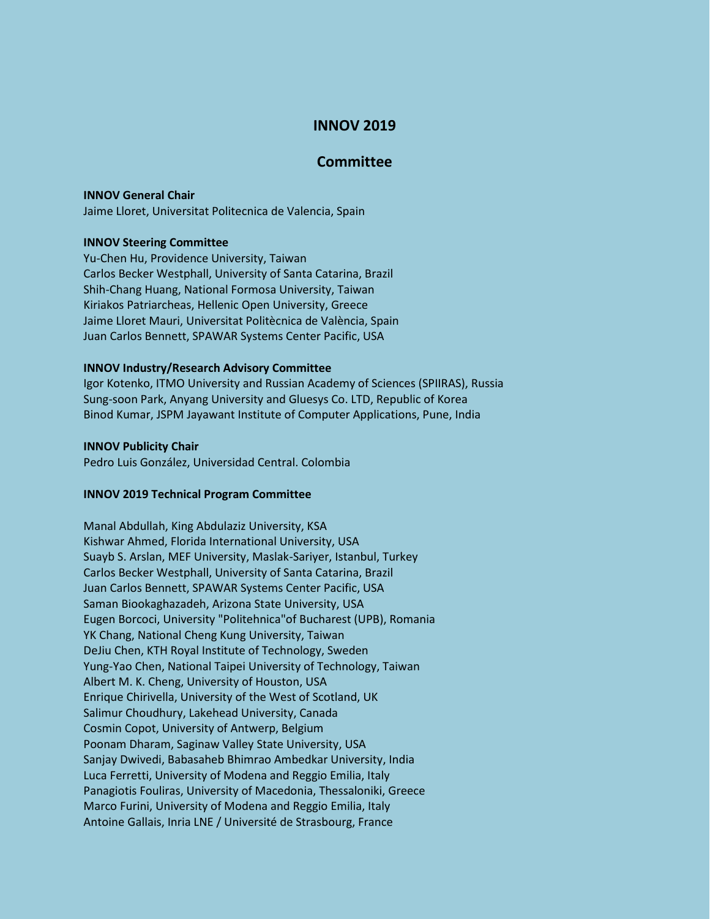# INNOV 2019

## Committee

**INNOV General Chair**

Jaime Lloret, Universitat Politecnica de Valencia, Spain

**INNOV Steering Committee**

Yu-Chen Hu, Providence University, Taiwan
Carlos Becker Westphall, University of Santa Catarina, Brazil
Shih-Chang Huang, National Formosa University, Taiwan
Kiriakos Patriarcheas, Hellenic Open University, Greece
Jaime Lloret Mauri, Universitat Politècnica de València, Spain
Juan Carlos Bennett, SPAWAR Systems Center Pacific, USA

**INNOV Industry/Research Advisory Committee**

Igor Kotenko, ITMO University and Russian Academy of Sciences (SPIIRAS), Russia
Sung-soon Park, Anyang University and Gluesys Co. LTD, Republic of Korea
Binod Kumar, JSPM Jayawant Institute of Computer Applications, Pune, India

**INNOV Publicity Chair**

Pedro Luis González, Universidad Central. Colombia

**INNOV 2019 Technical Program Committee**

Manal Abdullah, King Abdulaziz University, KSA
Kishwar Ahmed, Florida International University, USA
Suayb S. Arslan, MEF University, Maslak-Sariyer, Istanbul, Turkey
Carlos Becker Westphall, University of Santa Catarina, Brazil
Juan Carlos Bennett, SPAWAR Systems Center Pacific, USA
Saman Biookaghazadeh, Arizona State University, USA
Eugen Borcoci, University "Politehnica"of Bucharest (UPB), Romania
YK Chang, National Cheng Kung University, Taiwan
DeJiu Chen, KTH Royal Institute of Technology, Sweden
Yung-Yao Chen, National Taipei University of Technology, Taiwan
Albert M. K. Cheng, University of Houston, USA
Enrique Chirivella, University of the West of Scotland, UK
Salimur Choudhury, Lakehead University, Canada
Cosmin Copot, University of Antwerp, Belgium
Poonam Dharam, Saginaw Valley State University, USA
Sanjay Dwivedi, Babasaheb Bhimrao Ambedkar University, India
Luca Ferretti, University of Modena and Reggio Emilia, Italy
Panagiotis Fouliras, University of Macedonia, Thessaloniki, Greece
Marco Furini, University of Modena and Reggio Emilia, Italy
Antoine Gallais, Inria LNE / Université de Strasbourg, France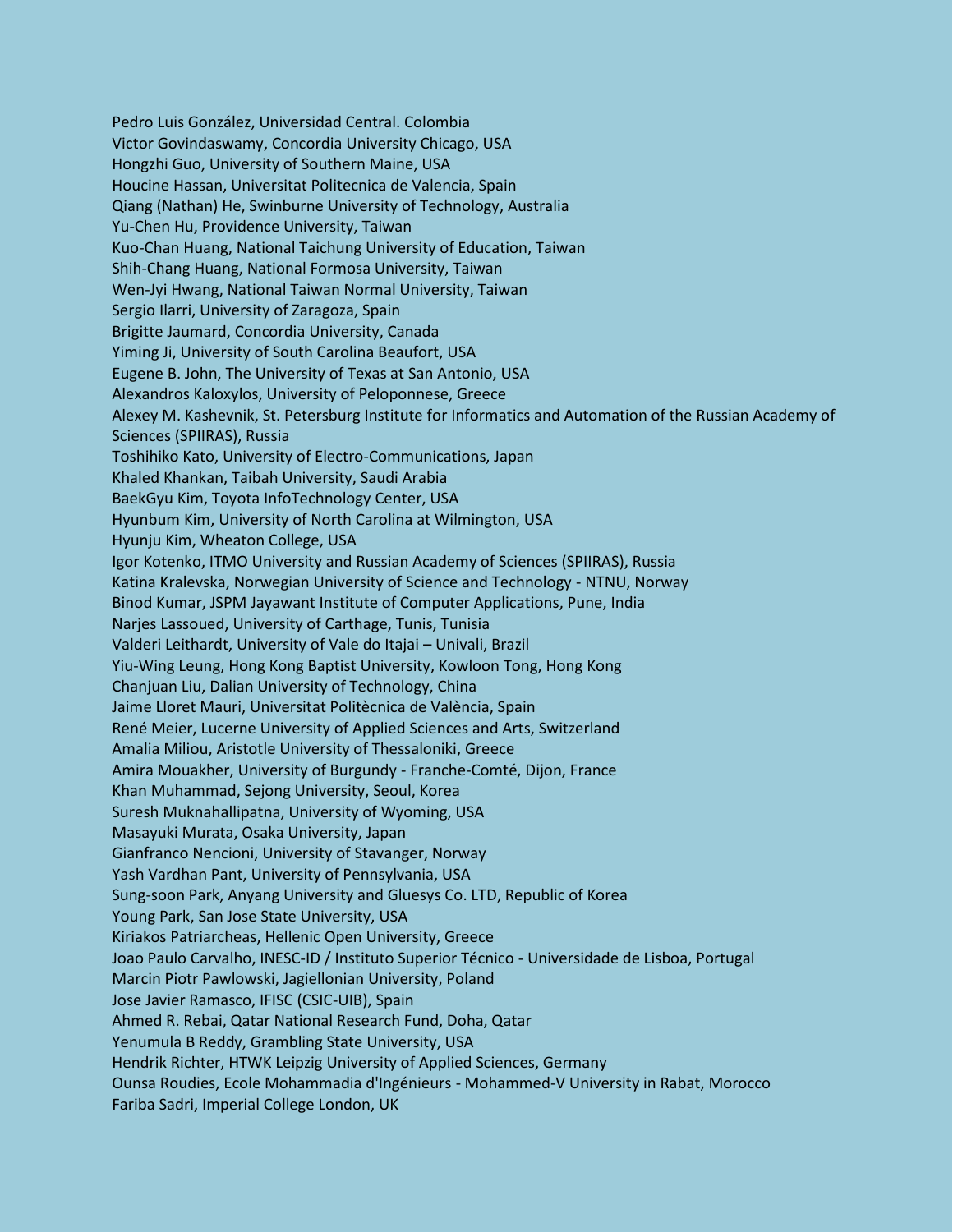Pedro Luis González, Universidad Central. Colombia
Victor Govindaswamy, Concordia University Chicago, USA
Hongzhi Guo, University of Southern Maine, USA
Houcine Hassan, Universitat Politecnica de Valencia, Spain
Qiang (Nathan) He, Swinburne University of Technology, Australia
Yu-Chen Hu, Providence University, Taiwan
Kuo-Chan Huang, National Taichung University of Education, Taiwan
Shih-Chang Huang, National Formosa University, Taiwan
Wen-Jyi Hwang, National Taiwan Normal University, Taiwan
Sergio Ilarri, University of Zaragoza, Spain
Brigitte Jaumard, Concordia University, Canada
Yiming Ji, University of South Carolina Beaufort, USA
Eugene B. John, The University of Texas at San Antonio, USA
Alexandros Kaloxylos, University of Peloponnese, Greece
Alexey M. Kashevnik, St. Petersburg Institute for Informatics and Automation of the Russian Academy of Sciences (SPIIRAS), Russia
Toshihiko Kato, University of Electro-Communications, Japan
Khaled Khankan, Taibah University, Saudi Arabia
BaekGyu Kim, Toyota InfoTechnology Center, USA
Hyunbum Kim, University of North Carolina at Wilmington, USA
Hyunju Kim, Wheaton College, USA
Igor Kotenko, ITMO University and Russian Academy of Sciences (SPIIRAS), Russia
Katina Kralevska, Norwegian University of Science and Technology - NTNU, Norway
Binod Kumar, JSPM Jayawant Institute of Computer Applications, Pune, India
Narjes Lassoued, University of Carthage, Tunis, Tunisia
Valderi Leithardt, University of Vale do Itajai – Univali, Brazil
Yiu-Wing Leung, Hong Kong Baptist University, Kowloon Tong, Hong Kong
Chanjuan Liu, Dalian University of Technology, China
Jaime Lloret Mauri, Universitat Politècnica de València, Spain
René Meier, Lucerne University of Applied Sciences and Arts, Switzerland
Amalia Miliou, Aristotle University of Thessaloniki, Greece
Amira Mouakher, University of Burgundy - Franche-Comté, Dijon, France
Khan Muhammad, Sejong University, Seoul, Korea
Suresh Muknahallipatna, University of Wyoming, USA
Masayuki Murata, Osaka University, Japan
Gianfranco Nencioni, University of Stavanger, Norway
Yash Vardhan Pant, University of Pennsylvania, USA
Sung-soon Park, Anyang University and Gluesys Co. LTD, Republic of Korea
Young Park, San Jose State University, USA
Kiriakos Patriarcheas, Hellenic Open University, Greece
Joao Paulo Carvalho, INESC-ID / Instituto Superior Técnico - Universidade de Lisboa, Portugal
Marcin Piotr Pawlowski, Jagiellonian University, Poland
Jose Javier Ramasco, IFISC (CSIC-UIB), Spain
Ahmed R. Rebai, Qatar National Research Fund, Doha, Qatar
Yenumula B Reddy, Grambling State University, USA
Hendrik Richter, HTWK Leipzig University of Applied Sciences, Germany
Ounsa Roudies, Ecole Mohammadia d'Ingénieurs - Mohammed-V University in Rabat, Morocco
Fariba Sadri, Imperial College London, UK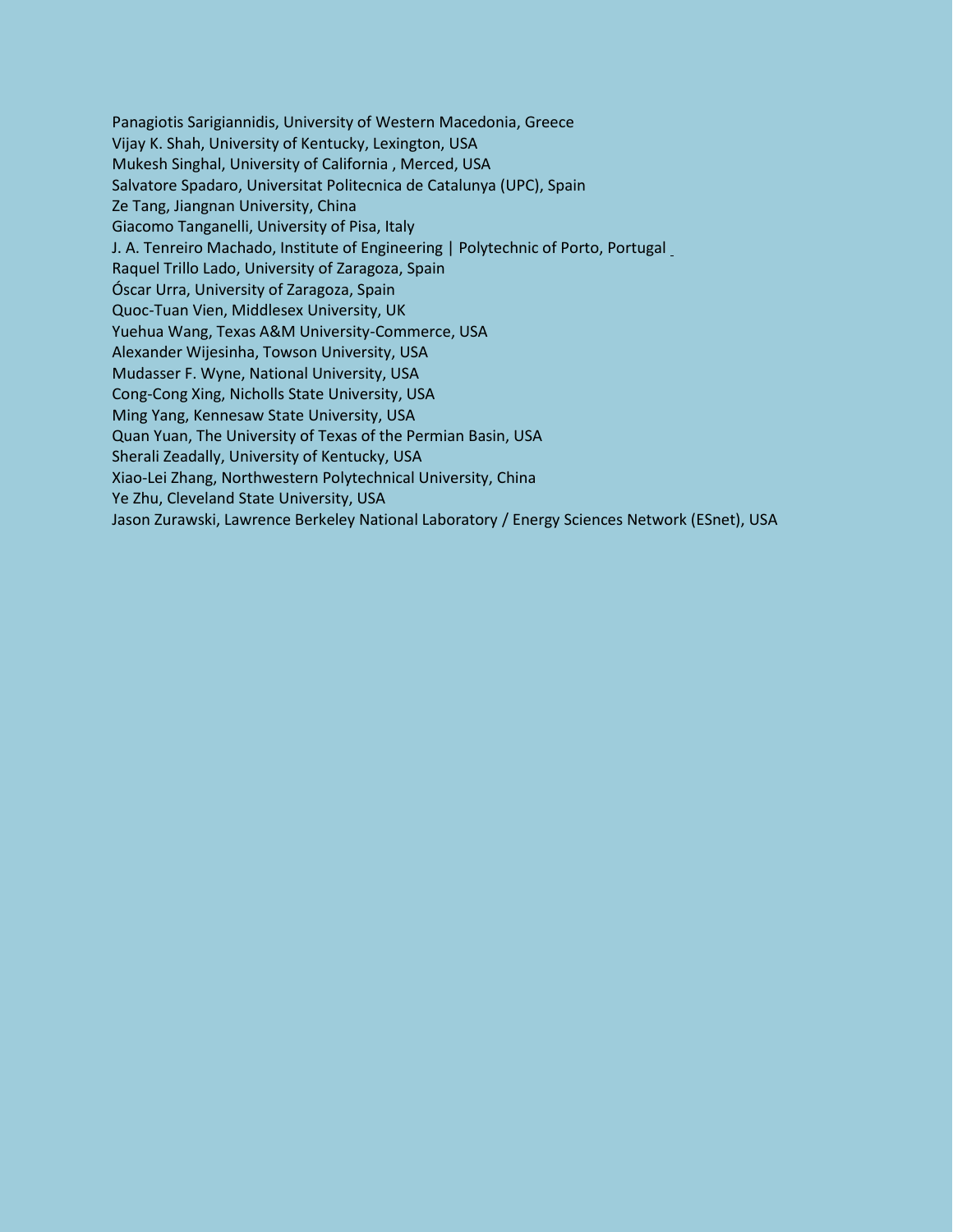Panagiotis Sarigiannidis, University of Western Macedonia, Greece
Vijay K. Shah, University of Kentucky, Lexington, USA
Mukesh Singhal, University of California , Merced, USA
Salvatore Spadaro, Universitat Politecnica de Catalunya (UPC), Spain
Ze Tang, Jiangnan University, China
Giacomo Tanganelli, University of Pisa, Italy
J. A. Tenreiro Machado, Institute of Engineering | Polytechnic of Porto, Portugal
Raquel Trillo Lado, University of Zaragoza, Spain
Óscar Urra, University of Zaragoza, Spain
Quoc-Tuan Vien, Middlesex University, UK
Yuehua Wang, Texas A&M University-Commerce, USA
Alexander Wijesinha, Towson University, USA
Mudasser F. Wyne, National University, USA
Cong-Cong Xing, Nicholls State University, USA
Ming Yang, Kennesaw State University, USA
Quan Yuan, The University of Texas of the Permian Basin, USA
Sherali Zeadally, University of Kentucky, USA
Xiao-Lei Zhang, Northwestern Polytechnical University, China
Ye Zhu, Cleveland State University, USA
Jason Zurawski, Lawrence Berkeley National Laboratory / Energy Sciences Network (ESnet), USA